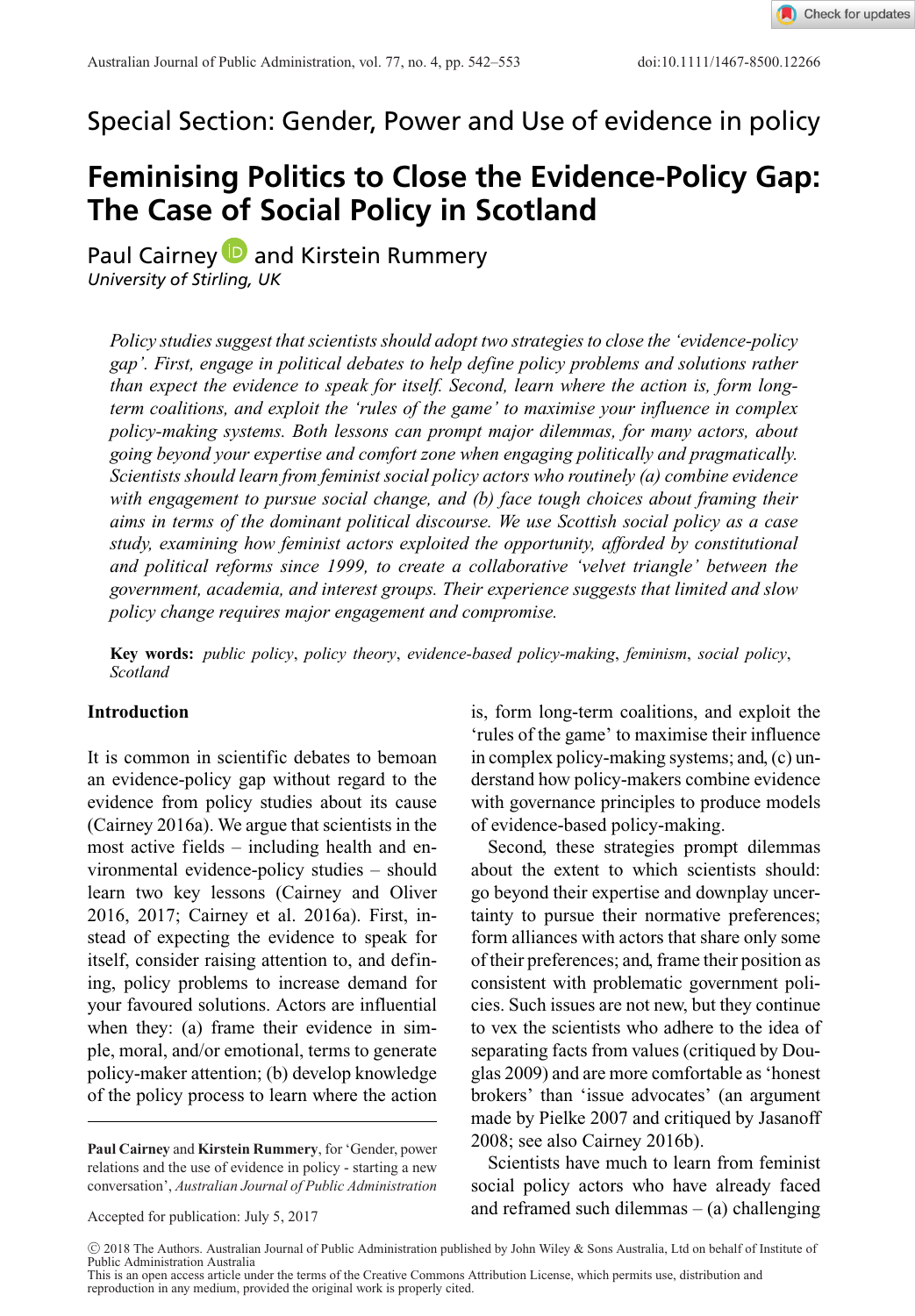Special Section: Gender, Power and Use of evidence in policy

# Feminising Politics to Close the Evidence-Policy Gap: The Case of Social Policy in Scotland

Paul Cairney and Kirstein Rummery
*University of Stirling, UK*

*Policy studies suggest that scientists should adopt two strategies to close the 'evidence-policy gap'. First, engage in political debates to help define policy problems and solutions rather than expect the evidence to speak for itself. Second, learn where the action is, form long-term coalitions, and exploit the 'rules of the game' to maximise your influence in complex policy-making systems. Both lessons can prompt major dilemmas, for many actors, about going beyond your expertise and comfort zone when engaging politically and pragmatically. Scientists should learn from feminist social policy actors who routinely (a) combine evidence with engagement to pursue social change, and (b) face tough choices about framing their aims in terms of the dominant political discourse. We use Scottish social policy as a case study, examining how feminist actors exploited the opportunity, afforded by constitutional and political reforms since 1999, to create a collaborative 'velvet triangle' between the government, academia, and interest groups. Their experience suggests that limited and slow policy change requires major engagement and compromise.*

**Key words:** *public policy*, *policy theory*, *evidence-based policy-making*, *feminism*, *social policy*, *Scotland*

## Introduction

It is common in scientific debates to bemoan an evidence-policy gap without regard to the evidence from policy studies about its cause (Cairney 2016a). We argue that scientists in the most active fields – including health and environmental evidence-policy studies – should learn two key lessons (Cairney and Oliver 2016, 2017; Cairney et al. 2016a). First, instead of expecting the evidence to speak for itself, consider raising attention to, and defining, policy problems to increase demand for your favoured solutions. Actors are influential when they: (a) frame their evidence in simple, moral, and/or emotional, terms to generate policy-maker attention; (b) develop knowledge of the policy process to learn where the action is, form long-term coalitions, and exploit the 'rules of the game' to maximise their influence in complex policy-making systems; and, (c) understand how policy-makers combine evidence with governance principles to produce models of evidence-based policy-making.

Second, these strategies prompt dilemmas about the extent to which scientists should: go beyond their expertise and downplay uncertainty to pursue their normative preferences; form alliances with actors that share only some of their preferences; and, frame their position as consistent with problematic government policies. Such issues are not new, but they continue to vex the scientists who adhere to the idea of separating facts from values (critiqued by Douglas 2009) and are more comfortable as 'honest brokers' than 'issue advocates' (an argument made by Pielke 2007 and critiqued by Jasanoff 2008; see also Cairney 2016b).

Scientists have much to learn from feminist social policy actors who have already faced and reframed such dilemmas – (a) challenging

---

**Paul Cairney** and **Kirstein Rummery**, for 'Gender, power relations and the use of evidence in policy - starting a new conversation', *Australian Journal of Public Administration*

Accepted for publication: July 5, 2017

© 2018 The Authors. Australian Journal of Public Administration published by John Wiley & Sons Australia, Ltd on behalf of Institute of Public Administration Australia
This is an open access article under the terms of the Creative Commons Attribution License, which permits use, distribution and reproduction in any medium, provided the original work is properly cited.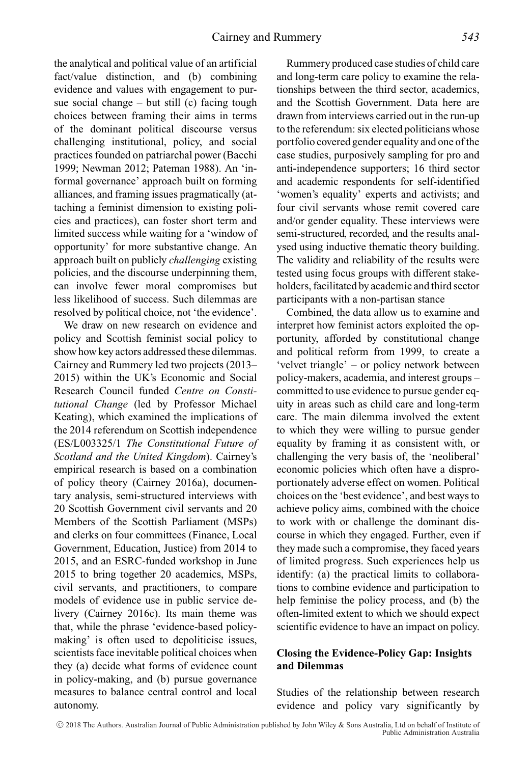the analytical and political value of an artificial fact/value distinction, and (b) combining evidence and values with engagement to pursue social change – but still (c) facing tough choices between framing their aims in terms of the dominant political discourse versus challenging institutional, policy, and social practices founded on patriarchal power (Bacchi 1999; Newman 2012; Pateman 1988). An 'informal governance' approach built on forming alliances, and framing issues pragmatically (attaching a feminist dimension to existing policies and practices), can foster short term and limited success while waiting for a 'window of opportunity' for more substantive change. An approach built on publicly *challenging* existing policies, and the discourse underpinning them, can involve fewer moral compromises but less likelihood of success. Such dilemmas are resolved by political choice, not 'the evidence'.

We draw on new research on evidence and policy and Scottish feminist social policy to show how key actors addressed these dilemmas. Cairney and Rummery led two projects (2013–2015) within the UK's Economic and Social Research Council funded *Centre on Constitutional Change* (led by Professor Michael Keating), which examined the implications of the 2014 referendum on Scottish independence (ES/L003325/1 *The Constitutional Future of Scotland and the United Kingdom*). Cairney's empirical research is based on a combination of policy theory (Cairney 2016a), documentary analysis, semi-structured interviews with 20 Scottish Government civil servants and 20 Members of the Scottish Parliament (MSPs) and clerks on four committees (Finance, Local Government, Education, Justice) from 2014 to 2015, and an ESRC-funded workshop in June 2015 to bring together 20 academics, MSPs, civil servants, and practitioners, to compare models of evidence use in public service delivery (Cairney 2016c). Its main theme was that, while the phrase 'evidence-based policy-making' is often used to depoliticise issues, scientists face inevitable political choices when they (a) decide what forms of evidence count in policy-making, and (b) pursue governance measures to balance central control and local autonomy.

Rummery produced case studies of child care and long-term care policy to examine the relationships between the third sector, academics, and the Scottish Government. Data here are drawn from interviews carried out in the run-up to the referendum: six elected politicians whose portfolio covered gender equality and one of the case studies, purposively sampling for pro and anti-independence supporters; 16 third sector and academic respondents for self-identified 'women's equality' experts and activists; and four civil servants whose remit covered care and/or gender equality. These interviews were semi-structured, recorded, and the results analysed using inductive thematic theory building. The validity and reliability of the results were tested using focus groups with different stakeholders, facilitated by academic and third sector participants with a non-partisan stance

Combined, the data allow us to examine and interpret how feminist actors exploited the opportunity, afforded by constitutional change and political reform from 1999, to create a 'velvet triangle' – or policy network between policy-makers, academia, and interest groups – committed to use evidence to pursue gender equity in areas such as child care and long-term care. The main dilemma involved the extent to which they were willing to pursue gender equality by framing it as consistent with, or challenging the very basis of, the 'neoliberal' economic policies which often have a disproportionately adverse effect on women. Political choices on the 'best evidence', and best ways to achieve policy aims, combined with the choice to work with or challenge the dominant discourse in which they engaged. Further, even if they made such a compromise, they faced years of limited progress. Such experiences help us identify: (a) the practical limits to collaborations to combine evidence and participation to help feminise the policy process, and (b) the often-limited extent to which we should expect scientific evidence to have an impact on policy.

## Closing the Evidence-Policy Gap: Insights and Dilemmas

Studies of the relationship between research evidence and policy vary significantly by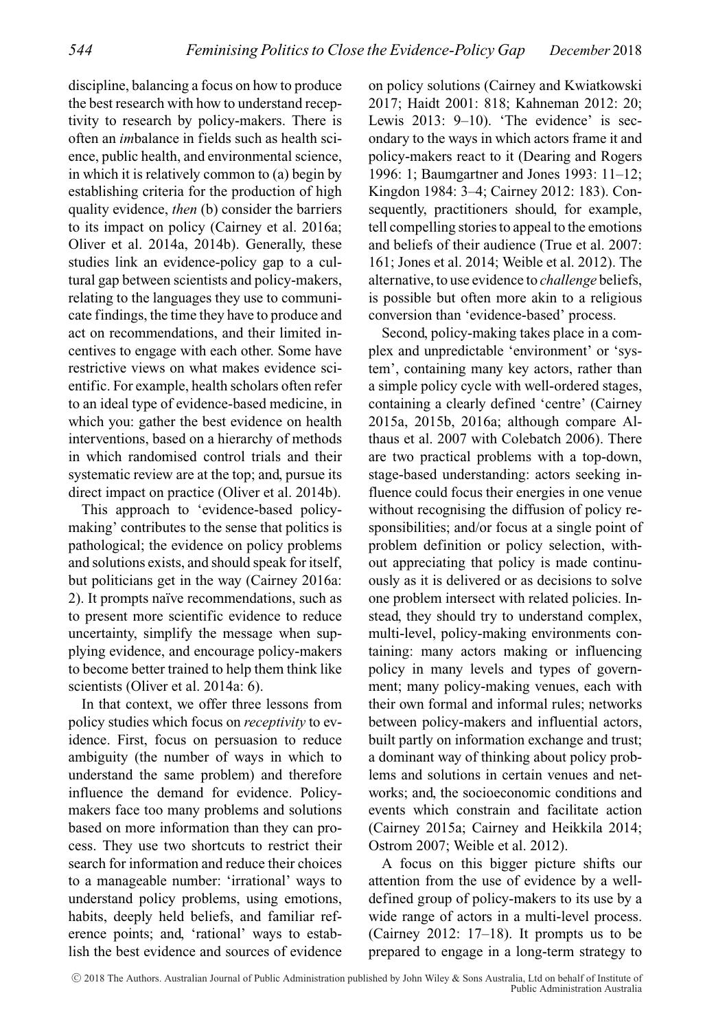discipline, balancing a focus on how to produce the best research with how to understand receptivity to research by policy-makers. There is often an *im*balance in fields such as health science, public health, and environmental science, in which it is relatively common to (a) begin by establishing criteria for the production of high quality evidence, *then* (b) consider the barriers to its impact on policy (Cairney et al. 2016a; Oliver et al. 2014a, 2014b). Generally, these studies link an evidence-policy gap to a cultural gap between scientists and policy-makers, relating to the languages they use to communicate findings, the time they have to produce and act on recommendations, and their limited incentives to engage with each other. Some have restrictive views on what makes evidence scientific. For example, health scholars often refer to an ideal type of evidence-based medicine, in which you: gather the best evidence on health interventions, based on a hierarchy of methods in which randomised control trials and their systematic review are at the top; and, pursue its direct impact on practice (Oliver et al. 2014b).

This approach to 'evidence-based policy-making' contributes to the sense that politics is pathological; the evidence on policy problems and solutions exists, and should speak for itself, but politicians get in the way (Cairney 2016a: 2). It prompts naïve recommendations, such as to present more scientific evidence to reduce uncertainty, simplify the message when supplying evidence, and encourage policy-makers to become better trained to help them think like scientists (Oliver et al. 2014a: 6).

In that context, we offer three lessons from policy studies which focus on *receptivity* to evidence. First, focus on persuasion to reduce ambiguity (the number of ways in which to understand the same problem) and therefore influence the demand for evidence. Policy-makers face too many problems and solutions based on more information than they can process. They use two shortcuts to restrict their search for information and reduce their choices to a manageable number: 'irrational' ways to understand policy problems, using emotions, habits, deeply held beliefs, and familiar reference points; and, 'rational' ways to establish the best evidence and sources of evidence on policy solutions (Cairney and Kwiatkowski 2017; Haidt 2001: 818; Kahneman 2012: 20; Lewis 2013: 9–10). 'The evidence' is secondary to the ways in which actors frame it and policy-makers react to it (Dearing and Rogers 1996: 1; Baumgartner and Jones 1993: 11–12; Kingdon 1984: 3–4; Cairney 2012: 183). Consequently, practitioners should, for example, tell compelling stories to appeal to the emotions and beliefs of their audience (True et al. 2007: 161; Jones et al. 2014; Weible et al. 2012). The alternative, to use evidence to *challenge* beliefs, is possible but often more akin to a religious conversion than 'evidence-based' process.

Second, policy-making takes place in a complex and unpredictable 'environment' or 'system', containing many key actors, rather than a simple policy cycle with well-ordered stages, containing a clearly defined 'centre' (Cairney 2015a, 2015b, 2016a; although compare Althaus et al. 2007 with Colebatch 2006). There are two practical problems with a top-down, stage-based understanding: actors seeking influence could focus their energies in one venue without recognising the diffusion of policy responsibilities; and/or focus at a single point of problem definition or policy selection, without appreciating that policy is made continuously as it is delivered or as decisions to solve one problem intersect with related policies. Instead, they should try to understand complex, multi-level, policy-making environments containing: many actors making or influencing policy in many levels and types of government; many policy-making venues, each with their own formal and informal rules; networks between policy-makers and influential actors, built partly on information exchange and trust; a dominant way of thinking about policy problems and solutions in certain venues and networks; and, the socioeconomic conditions and events which constrain and facilitate action (Cairney 2015a; Cairney and Heikkila 2014; Ostrom 2007; Weible et al. 2012).

A focus on this bigger picture shifts our attention from the use of evidence by a well-defined group of policy-makers to its use by a wide range of actors in a multi-level process. (Cairney 2012: 17–18). It prompts us to be prepared to engage in a long-term strategy to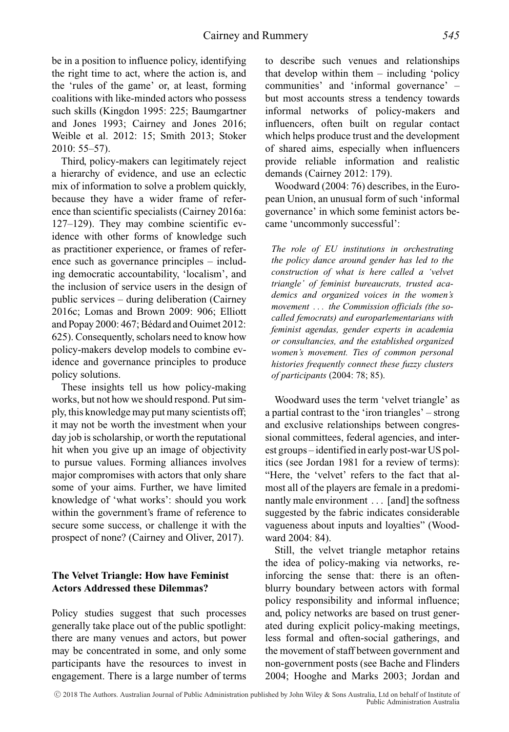be in a position to influence policy, identifying the right time to act, where the action is, and the 'rules of the game' or, at least, forming coalitions with like-minded actors who possess such skills (Kingdon 1995: 225; Baumgartner and Jones 1993; Cairney and Jones 2016; Weible et al. 2012: 15; Smith 2013; Stoker 2010: 55–57).

Third, policy-makers can legitimately reject a hierarchy of evidence, and use an eclectic mix of information to solve a problem quickly, because they have a wider frame of reference than scientific specialists (Cairney 2016a: 127–129). They may combine scientific evidence with other forms of knowledge such as practitioner experience, or frames of reference such as governance principles – including democratic accountability, 'localism', and the inclusion of service users in the design of public services – during deliberation (Cairney 2016c; Lomas and Brown 2009: 906; Elliott and Popay 2000: 467; Bédard and Ouimet 2012: 625). Consequently, scholars need to know how policy-makers develop models to combine evidence and governance principles to produce policy solutions.

These insights tell us how policy-making works, but not how we should respond. Put simply, this knowledge may put many scientists off; it may not be worth the investment when your day job is scholarship, or worth the reputational hit when you give up an image of objectivity to pursue values. Forming alliances involves major compromises with actors that only share some of your aims. Further, we have limited knowledge of 'what works': should you work within the government's frame of reference to secure some success, or challenge it with the prospect of none? (Cairney and Oliver, 2017).

## The Velvet Triangle: How have Feminist Actors Addressed these Dilemmas?

Policy studies suggest that such processes generally take place out of the public spotlight: there are many venues and actors, but power may be concentrated in some, and only some participants have the resources to invest in engagement. There is a large number of terms to describe such venues and relationships that develop within them – including 'policy communities' and 'informal governance' – but most accounts stress a tendency towards informal networks of policy-makers and influencers, often built on regular contact which helps produce trust and the development of shared aims, especially when influencers provide reliable information and realistic demands (Cairney 2012: 179).

Woodward (2004: 76) describes, in the European Union, an unusual form of such 'informal governance' in which some feminist actors became 'uncommonly successful':

> *The role of EU institutions in orchestrating the policy dance around gender has led to the construction of what is here called a 'velvet triangle' of feminist bureaucrats, trusted academics and organized voices in the women's movement . . . the Commission officials (the so-called femocrats) and europarlementarians with feminist agendas, gender experts in academia or consultancies, and the established organized women's movement. Ties of common personal histories frequently connect these fuzzy clusters of participants* (2004: 78; 85).

Woodward uses the term 'velvet triangle' as a partial contrast to the 'iron triangles' – strong and exclusive relationships between congressional committees, federal agencies, and interest groups – identified in early post-war US politics (see Jordan 1981 for a review of terms): "Here, the 'velvet' refers to the fact that almost all of the players are female in a predominantly male environment . . . [and] the softness suggested by the fabric indicates considerable vagueness about inputs and loyalties" (Woodward 2004: 84).

Still, the velvet triangle metaphor retains the idea of policy-making via networks, reinforcing the sense that: there is an often-blurry boundary between actors with formal policy responsibility and informal influence; and, policy networks are based on trust generated during explicit policy-making meetings, less formal and often-social gatherings, and the movement of staff between government and non-government posts (see Bache and Flinders 2004; Hooghe and Marks 2003; Jordan and

© 2018 The Authors. Australian Journal of Public Administration published by John Wiley & Sons Australia, Ltd on behalf of Institute of Public Administration Australia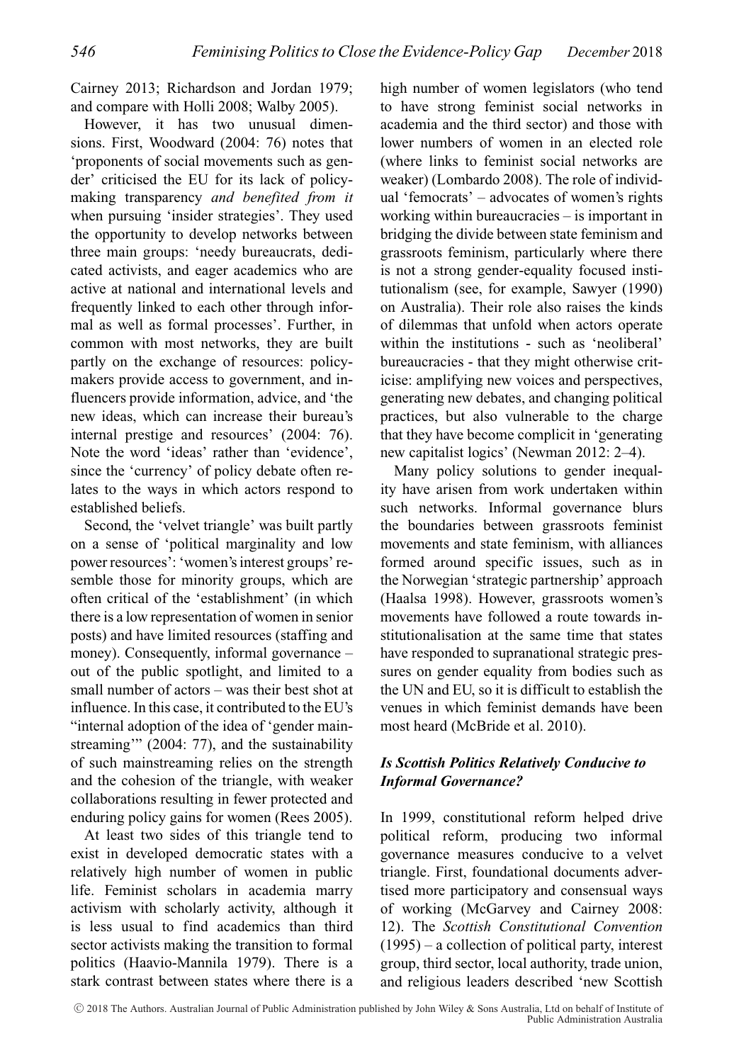Cairney 2013; Richardson and Jordan 1979; and compare with Holli 2008; Walby 2005).

However, it has two unusual dimensions. First, Woodward (2004: 76) notes that 'proponents of social movements such as gender' criticised the EU for its lack of policymaking transparency *and benefited from it* when pursuing 'insider strategies'. They used the opportunity to develop networks between three main groups: 'needy bureaucrats, dedicated activists, and eager academics who are active at national and international levels and frequently linked to each other through informal as well as formal processes'. Further, in common with most networks, they are built partly on the exchange of resources: policymakers provide access to government, and influencers provide information, advice, and 'the new ideas, which can increase their bureau's internal prestige and resources' (2004: 76). Note the word 'ideas' rather than 'evidence', since the 'currency' of policy debate often relates to the ways in which actors respond to established beliefs.

Second, the 'velvet triangle' was built partly on a sense of 'political marginality and low power resources': 'women's interest groups' resemble those for minority groups, which are often critical of the 'establishment' (in which there is a low representation of women in senior posts) and have limited resources (staffing and money). Consequently, informal governance – out of the public spotlight, and limited to a small number of actors – was their best shot at influence. In this case, it contributed to the EU's "internal adoption of the idea of 'gender mainstreaming'" (2004: 77), and the sustainability of such mainstreaming relies on the strength and the cohesion of the triangle, with weaker collaborations resulting in fewer protected and enduring policy gains for women (Rees 2005).

At least two sides of this triangle tend to exist in developed democratic states with a relatively high number of women in public life. Feminist scholars in academia marry activism with scholarly activity, although it is less usual to find academics than third sector activists making the transition to formal politics (Haavio-Mannila 1979). There is a stark contrast between states where there is a high number of women legislators (who tend to have strong feminist social networks in academia and the third sector) and those with lower numbers of women in an elected role (where links to feminist social networks are weaker) (Lombardo 2008). The role of individual 'femocrats' – advocates of women's rights working within bureaucracies – is important in bridging the divide between state feminism and grassroots feminism, particularly where there is not a strong gender-equality focused institutionalism (see, for example, Sawyer (1990) on Australia). Their role also raises the kinds of dilemmas that unfold when actors operate within the institutions - such as 'neoliberal' bureaucracies - that they might otherwise criticise: amplifying new voices and perspectives, generating new debates, and changing political practices, but also vulnerable to the charge that they have become complicit in 'generating new capitalist logics' (Newman 2012: 2–4).

Many policy solutions to gender inequality have arisen from work undertaken within such networks. Informal governance blurs the boundaries between grassroots feminist movements and state feminism, with alliances formed around specific issues, such as in the Norwegian 'strategic partnership' approach (Haalsa 1998). However, grassroots women's movements have followed a route towards institutionalisation at the same time that states have responded to supranational strategic pressures on gender equality from bodies such as the UN and EU, so it is difficult to establish the venues in which feminist demands have been most heard (McBride et al. 2010).

### *Is Scottish Politics Relatively Conducive to Informal Governance?*

In 1999, constitutional reform helped drive political reform, producing two informal governance measures conducive to a velvet triangle. First, foundational documents advertised more participatory and consensual ways of working (McGarvey and Cairney 2008: 12). The *Scottish Constitutional Convention* (1995) – a collection of political party, interest group, third sector, local authority, trade union, and religious leaders described 'new Scottish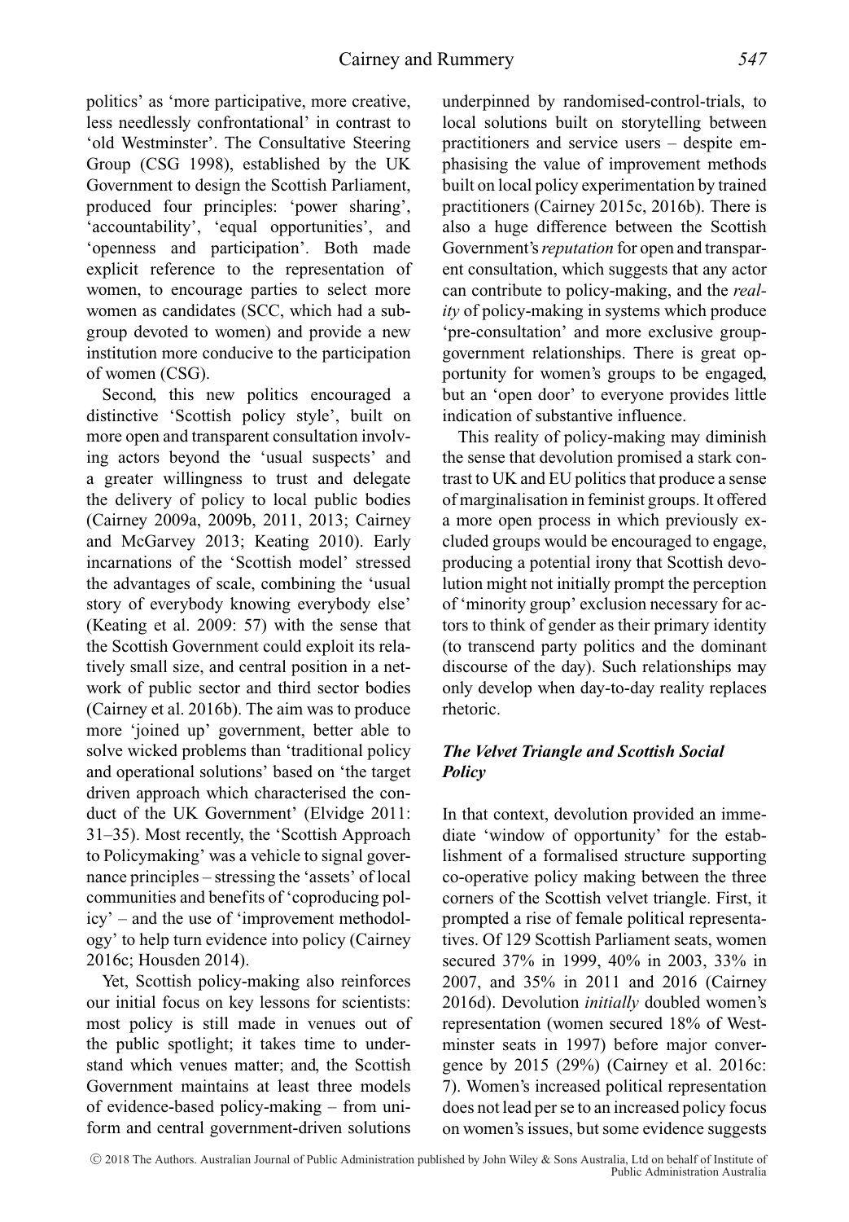politics' as 'more participative, more creative, less needlessly confrontational' in contrast to 'old Westminster'. The Consultative Steering Group (CSG 1998), established by the UK Government to design the Scottish Parliament, produced four principles: 'power sharing', 'accountability', 'equal opportunities', and 'openness and participation'. Both made explicit reference to the representation of women, to encourage parties to select more women as candidates (SCC, which had a subgroup devoted to women) and provide a new institution more conducive to the participation of women (CSG).

Second, this new politics encouraged a distinctive 'Scottish policy style', built on more open and transparent consultation involving actors beyond the 'usual suspects' and a greater willingness to trust and delegate the delivery of policy to local public bodies (Cairney 2009a, 2009b, 2011, 2013; Cairney and McGarvey 2013; Keating 2010). Early incarnations of the 'Scottish model' stressed the advantages of scale, combining the 'usual story of everybody knowing everybody else' (Keating et al. 2009: 57) with the sense that the Scottish Government could exploit its relatively small size, and central position in a network of public sector and third sector bodies (Cairney et al. 2016b). The aim was to produce more 'joined up' government, better able to solve wicked problems than 'traditional policy and operational solutions' based on 'the target driven approach which characterised the conduct of the UK Government' (Elvidge 2011: 31–35). Most recently, the 'Scottish Approach to Policymaking' was a vehicle to signal governance principles – stressing the 'assets' of local communities and benefits of 'coproducing policy' – and the use of 'improvement methodology' to help turn evidence into policy (Cairney 2016c; Housden 2014).

Yet, Scottish policy-making also reinforces our initial focus on key lessons for scientists: most policy is still made in venues out of the public spotlight; it takes time to understand which venues matter; and, the Scottish Government maintains at least three models of evidence-based policy-making – from uniform and central government-driven solutions underpinned by randomised-control-trials, to local solutions built on storytelling between practitioners and service users – despite emphasising the value of improvement methods built on local policy experimentation by trained practitioners (Cairney 2015c, 2016b). There is also a huge difference between the Scottish Government's *reputation* for open and transparent consultation, which suggests that any actor can contribute to policy-making, and the *reality* of policy-making in systems which produce 'pre-consultation' and more exclusive group-government relationships. There is great opportunity for women's groups to be engaged, but an 'open door' to everyone provides little indication of substantive influence.

This reality of policy-making may diminish the sense that devolution promised a stark contrast to UK and EU politics that produce a sense of marginalisation in feminist groups. It offered a more open process in which previously excluded groups would be encouraged to engage, producing a potential irony that Scottish devolution might not initially prompt the perception of 'minority group' exclusion necessary for actors to think of gender as their primary identity (to transcend party politics and the dominant discourse of the day). Such relationships may only develop when day-to-day reality replaces rhetoric.

### *The Velvet Triangle and Scottish Social Policy*

In that context, devolution provided an immediate 'window of opportunity' for the establishment of a formalised structure supporting co-operative policy making between the three corners of the Scottish velvet triangle. First, it prompted a rise of female political representatives. Of 129 Scottish Parliament seats, women secured 37% in 1999, 40% in 2003, 33% in 2007, and 35% in 2011 and 2016 (Cairney 2016d). Devolution *initially* doubled women's representation (women secured 18% of Westminster seats in 1997) before major convergence by 2015 (29%) (Cairney et al. 2016c: 7). Women's increased political representation does not lead per se to an increased policy focus on women's issues, but some evidence suggests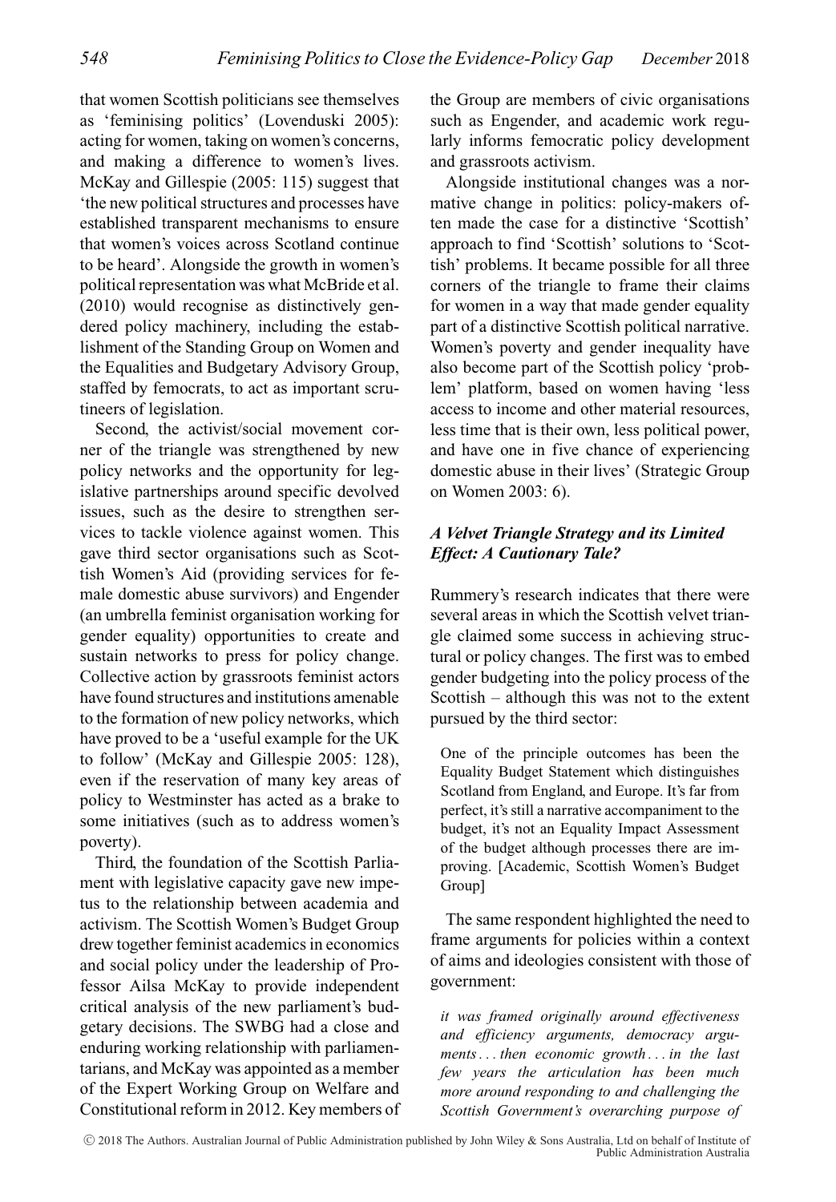that women Scottish politicians see themselves as 'feminising politics' (Lovenduski 2005): acting for women, taking on women's concerns, and making a difference to women's lives. McKay and Gillespie (2005: 115) suggest that 'the new political structures and processes have established transparent mechanisms to ensure that women's voices across Scotland continue to be heard'. Alongside the growth in women's political representation was what McBride et al. (2010) would recognise as distinctively gendered policy machinery, including the establishment of the Standing Group on Women and the Equalities and Budgetary Advisory Group, staffed by femocrats, to act as important scrutineers of legislation.

Second, the activist/social movement corner of the triangle was strengthened by new policy networks and the opportunity for legislative partnerships around specific devolved issues, such as the desire to strengthen services to tackle violence against women. This gave third sector organisations such as Scottish Women's Aid (providing services for female domestic abuse survivors) and Engender (an umbrella feminist organisation working for gender equality) opportunities to create and sustain networks to press for policy change. Collective action by grassroots feminist actors have found structures and institutions amenable to the formation of new policy networks, which have proved to be a 'useful example for the UK to follow' (McKay and Gillespie 2005: 128), even if the reservation of many key areas of policy to Westminster has acted as a brake to some initiatives (such as to address women's poverty).

Third, the foundation of the Scottish Parliament with legislative capacity gave new impetus to the relationship between academia and activism. The Scottish Women's Budget Group drew together feminist academics in economics and social policy under the leadership of Professor Ailsa McKay to provide independent critical analysis of the new parliament's budgetary decisions. The SWBG had a close and enduring working relationship with parliamentarians, and McKay was appointed as a member of the Expert Working Group on Welfare and Constitutional reform in 2012. Key members of the Group are members of civic organisations such as Engender, and academic work regularly informs femocratic policy development and grassroots activism.

Alongside institutional changes was a normative change in politics: policy-makers often made the case for a distinctive 'Scottish' approach to find 'Scottish' solutions to 'Scottish' problems. It became possible for all three corners of the triangle to frame their claims for women in a way that made gender equality part of a distinctive Scottish political narrative. Women's poverty and gender inequality have also become part of the Scottish policy 'problem' platform, based on women having 'less access to income and other material resources, less time that is their own, less political power, and have one in five chance of experiencing domestic abuse in their lives' (Strategic Group on Women 2003: 6).

### *A Velvet Triangle Strategy and its Limited Effect: A Cautionary Tale?*

Rummery's research indicates that there were several areas in which the Scottish velvet triangle claimed some success in achieving structural or policy changes. The first was to embed gender budgeting into the policy process of the Scottish – although this was not to the extent pursued by the third sector:

> One of the principle outcomes has been the Equality Budget Statement which distinguishes Scotland from England, and Europe. It's far from perfect, it's still a narrative accompaniment to the budget, it's not an Equality Impact Assessment of the budget although processes there are improving. [Academic, Scottish Women's Budget Group]

The same respondent highlighted the need to frame arguments for policies within a context of aims and ideologies consistent with those of government:

> *it was framed originally around effectiveness and efficiency arguments, democracy arguments . . . then economic growth . . . in the last few years the articulation has been much more around responding to and challenging the Scottish Government's overarching purpose of*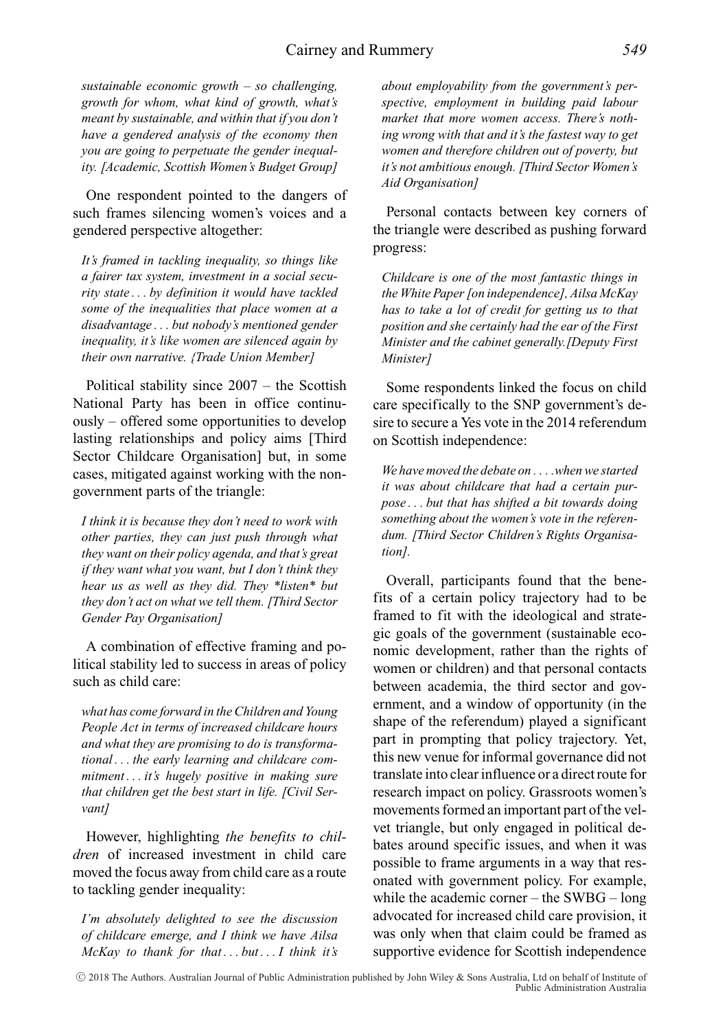*sustainable economic growth – so challenging, growth for whom, what kind of growth, what's meant by sustainable, and within that if you don't have a gendered analysis of the economy then you are going to perpetuate the gender inequality. [Academic, Scottish Women's Budget Group]*

One respondent pointed to the dangers of such frames silencing women's voices and a gendered perspective altogether:

*It's framed in tackling inequality, so things like a fairer tax system, investment in a social security state . . . by definition it would have tackled some of the inequalities that place women at a disadvantage . . . but nobody's mentioned gender inequality, it's like women are silenced again by their own narrative. {Trade Union Member]*

Political stability since 2007 – the Scottish National Party has been in office continuously – offered some opportunities to develop lasting relationships and policy aims [Third Sector Childcare Organisation] but, in some cases, mitigated against working with the non-government parts of the triangle:

*I think it is because they don't need to work with other parties, they can just push through what they want on their policy agenda, and that's great if they want what you want, but I don't think they hear us as well as they did. They *listen* but they don't act on what we tell them. [Third Sector Gender Pay Organisation]*

A combination of effective framing and political stability led to success in areas of policy such as child care:

*what has come forward in the Children and Young People Act in terms of increased childcare hours and what they are promising to do is transformational . . . the early learning and childcare commitment . . . it's hugely positive in making sure that children get the best start in life. [Civil Servant]*

However, highlighting *the benefits to children* of increased investment in child care moved the focus away from child care as a route to tackling gender inequality:

*I'm absolutely delighted to see the discussion of childcare emerge, and I think we have Ailsa McKay to thank for that . . . but . . . I think it's about employability from the government's perspective, employment in building paid labour market that more women access. There's nothing wrong with that and it's the fastest way to get women and therefore children out of poverty, but it's not ambitious enough. [Third Sector Women's Aid Organisation]*

Personal contacts between key corners of the triangle were described as pushing forward progress:

*Childcare is one of the most fantastic things in the White Paper [on independence], Ailsa McKay has to take a lot of credit for getting us to that position and she certainly had the ear of the First Minister and the cabinet generally.[Deputy First Minister]*

Some respondents linked the focus on child care specifically to the SNP government's desire to secure a Yes vote in the 2014 referendum on Scottish independence:

*We have moved the debate on . . . .when we started it was about childcare that had a certain purpose . . . but that has shifted a bit towards doing something about the women's vote in the referendum. [Third Sector Children's Rights Organisation].*

Overall, participants found that the benefits of a certain policy trajectory had to be framed to fit with the ideological and strategic goals of the government (sustainable economic development, rather than the rights of women or children) and that personal contacts between academia, the third sector and government, and a window of opportunity (in the shape of the referendum) played a significant part in prompting that policy trajectory. Yet, this new venue for informal governance did not translate into clear influence or a direct route for research impact on policy. Grassroots women's movements formed an important part of the velvet triangle, but only engaged in political debates around specific issues, and when it was possible to frame arguments in a way that resonated with government policy. For example, while the academic corner – the SWBG – long advocated for increased child care provision, it was only when that claim could be framed as supportive evidence for Scottish independence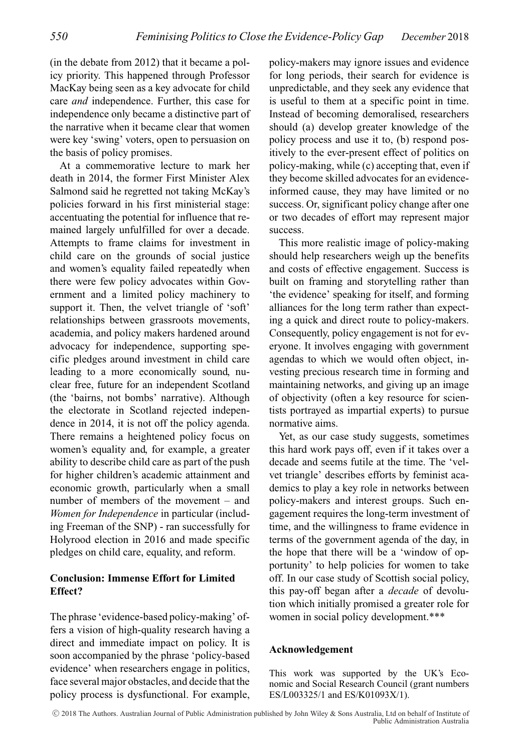(in the debate from 2012) that it became a policy priority. This happened through Professor MacKay being seen as a key advocate for child care *and* independence. Further, this case for independence only became a distinctive part of the narrative when it became clear that women were key 'swing' voters, open to persuasion on the basis of policy promises.

At a commemorative lecture to mark her death in 2014, the former First Minister Alex Salmond said he regretted not taking McKay's policies forward in his first ministerial stage: accentuating the potential for influence that remained largely unfulfilled for over a decade. Attempts to frame claims for investment in child care on the grounds of social justice and women's equality failed repeatedly when there were few policy advocates within Government and a limited policy machinery to support it. Then, the velvet triangle of 'soft' relationships between grassroots movements, academia, and policy makers hardened around advocacy for independence, supporting specific pledges around investment in child care leading to a more economically sound, nuclear free, future for an independent Scotland (the 'bairns, not bombs' narrative). Although the electorate in Scotland rejected independence in 2014, it is not off the policy agenda. There remains a heightened policy focus on women's equality and, for example, a greater ability to describe child care as part of the push for higher children's academic attainment and economic growth, particularly when a small number of members of the movement – and *Women for Independence* in particular (including Freeman of the SNP) - ran successfully for Holyrood election in 2016 and made specific pledges on child care, equality, and reform.

## Conclusion: Immense Effort for Limited Effect?

The phrase 'evidence-based policy-making' offers a vision of high-quality research having a direct and immediate impact on policy. It is soon accompanied by the phrase 'policy-based evidence' when researchers engage in politics, face several major obstacles, and decide that the policy process is dysfunctional. For example, policy-makers may ignore issues and evidence for long periods, their search for evidence is unpredictable, and they seek any evidence that is useful to them at a specific point in time. Instead of becoming demoralised, researchers should (a) develop greater knowledge of the policy process and use it to, (b) respond positively to the ever-present effect of politics on policy-making, while (c) accepting that, even if they become skilled advocates for an evidence-informed cause, they may have limited or no success. Or, significant policy change after one or two decades of effort may represent major success.

This more realistic image of policy-making should help researchers weigh up the benefits and costs of effective engagement. Success is built on framing and storytelling rather than 'the evidence' speaking for itself, and forming alliances for the long term rather than expecting a quick and direct route to policy-makers. Consequently, policy engagement is not for everyone. It involves engaging with government agendas to which we would often object, investing precious research time in forming and maintaining networks, and giving up an image of objectivity (often a key resource for scientists portrayed as impartial experts) to pursue normative aims.

Yet, as our case study suggests, sometimes this hard work pays off, even if it takes over a decade and seems futile at the time. The 'velvet triangle' describes efforts by feminist academics to play a key role in networks between policy-makers and interest groups. Such engagement requires the long-term investment of time, and the willingness to frame evidence in terms of the government agenda of the day, in the hope that there will be a 'window of opportunity' to help policies for women to take off. In our case study of Scottish social policy, this pay-off began after a *decade* of devolution which initially promised a greater role for women in social policy development.***

## Acknowledgement

This work was supported by the UK's Economic and Social Research Council (grant numbers ES/L003325/1 and ES/K01093X/1).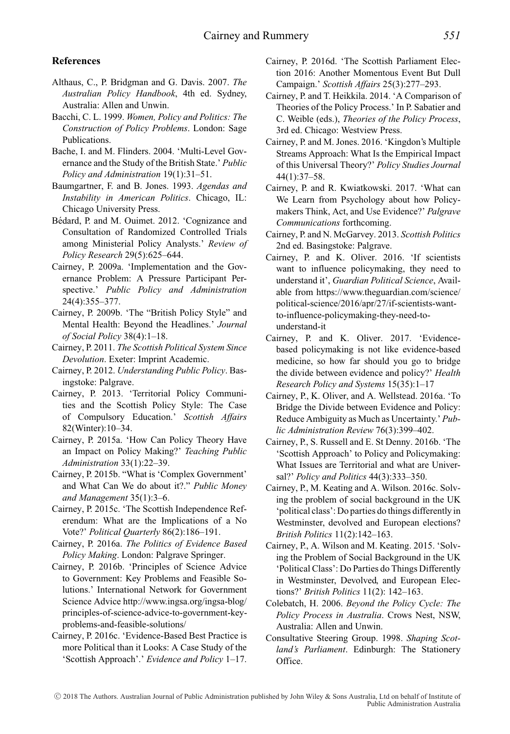## References

Althaus, C., P. Bridgman and G. Davis. 2007. *The Australian Policy Handbook*, 4th ed. Sydney, Australia: Allen and Unwin.

Bacchi, C. L. 1999. *Women, Policy and Politics: The Construction of Policy Problems*. London: Sage Publications.

Bache, I. and M. Flinders. 2004. 'Multi-Level Governance and the Study of the British State.' *Public Policy and Administration* 19(1):31–51.

Baumgartner, F. and B. Jones. 1993. *Agendas and Instability in American Politics*. Chicago, IL: Chicago University Press.

Bédard, P. and M. Ouimet. 2012. 'Cognizance and Consultation of Randomized Controlled Trials among Ministerial Policy Analysts.' *Review of Policy Research* 29(5):625–644.

Cairney, P. 2009a. 'Implementation and the Governance Problem: A Pressure Participant Perspective.' *Public Policy and Administration* 24(4):355–377.

Cairney, P. 2009b. 'The "British Policy Style" and Mental Health: Beyond the Headlines.' *Journal of Social Policy* 38(4):1–18.

Cairney, P. 2011. *The Scottish Political System Since Devolution*. Exeter: Imprint Academic.

Cairney, P. 2012. *Understanding Public Policy*. Basingstoke: Palgrave.

Cairney, P. 2013. 'Territorial Policy Communities and the Scottish Policy Style: The Case of Compulsory Education.' *Scottish Affairs* 82(Winter):10–34.

Cairney, P. 2015a. 'How Can Policy Theory Have an Impact on Policy Making?' *Teaching Public Administration* 33(1):22–39.

Cairney, P. 2015b. "What is 'Complex Government' and What Can We do about it?." *Public Money and Management* 35(1):3–6.

Cairney, P. 2015c. 'The Scottish Independence Referendum: What are the Implications of a No Vote?' *Political Quarterly* 86(2):186–191.

Cairney, P. 2016a. *The Politics of Evidence Based Policy Making*. London: Palgrave Springer.

Cairney, P. 2016b. 'Principles of Science Advice to Government: Key Problems and Feasible Solutions.' International Network for Government Science Advice http://www.ingsa.org/ingsa-blog/principles-of-science-advice-to-government-key-problems-and-feasible-solutions/

Cairney, P. 2016c. 'Evidence-Based Best Practice is more Political than it Looks: A Case Study of the 'Scottish Approach'.' *Evidence and Policy* 1–17.

Cairney, P. 2016d. 'The Scottish Parliament Election 2016: Another Momentous Event But Dull Campaign.' *Scottish Affairs* 25(3):277–293.

Cairney, P. and T. Heikkila. 2014. 'A Comparison of Theories of the Policy Process.' In P. Sabatier and C. Weible (eds.), *Theories of the Policy Process*, 3rd ed. Chicago: Westview Press.

Cairney, P. and M. Jones. 2016. 'Kingdon's Multiple Streams Approach: What Is the Empirical Impact of this Universal Theory?' *Policy Studies Journal* 44(1):37–58.

Cairney, P. and R. Kwiatkowski. 2017. 'What can We Learn from Psychology about how Policymakers Think, Act, and Use Evidence?' *Palgrave Communications* forthcoming.

Cairney, P. and N. McGarvey. 2013. *Scottish Politics* 2nd ed. Basingstoke: Palgrave.

Cairney, P. and K. Oliver. 2016. 'If scientists want to influence policymaking, they need to understand it', *Guardian Political Science*, Available from https://www.theguardian.com/science/political-science/2016/apr/27/if-scientists-want-to-influence-policymaking-they-need-to-understand-it

Cairney, P. and K. Oliver. 2017. 'Evidence-based policymaking is not like evidence-based medicine, so how far should you go to bridge the divide between evidence and policy?' *Health Research Policy and Systems* 15(35):1–17

Cairney, P., K. Oliver, and A. Wellstead. 2016a. 'To Bridge the Divide between Evidence and Policy: Reduce Ambiguity as Much as Uncertainty.' *Public Administration Review* 76(3):399–402.

Cairney, P., S. Russell and E. St Denny. 2016b. 'The 'Scottish Approach' to Policy and Policymaking: What Issues are Territorial and what are Universal?' *Policy and Politics* 44(3):333–350.

Cairney, P., M. Keating and A. Wilson. 2016c. Solving the problem of social background in the UK 'political class': Do parties do things differently in Westminster, devolved and European elections? *British Politics* 11(2):142–163.

Cairney, P., A. Wilson and M. Keating. 2015. 'Solving the Problem of Social Background in the UK 'Political Class': Do Parties do Things Differently in Westminster, Devolved, and European Elections?' *British Politics* 11(2): 142–163.

Colebatch, H. 2006. *Beyond the Policy Cycle: The Policy Process in Australia*. Crows Nest, NSW, Australia: Allen and Unwin.

Consultative Steering Group. 1998. *Shaping Scotland's Parliament*. Edinburgh: The Stationery Office.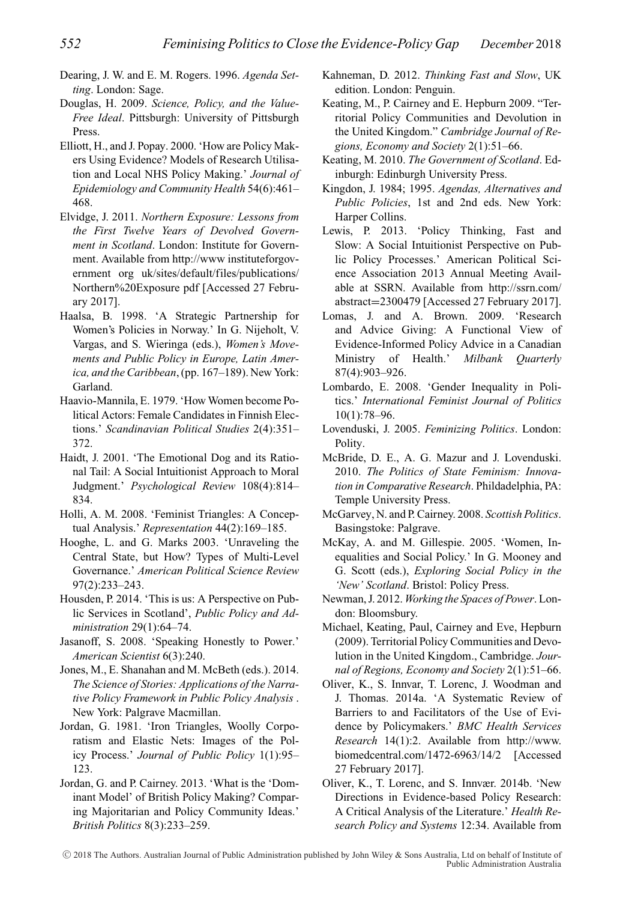Dearing, J. W. and E. M. Rogers. 1996. *Agenda Setting*. London: Sage.

Douglas, H. 2009. *Science, Policy, and the Value-Free Ideal*. Pittsburgh: University of Pittsburgh Press.

Elliott, H., and J. Popay. 2000. 'How are Policy Makers Using Evidence? Models of Research Utilisation and Local NHS Policy Making.' *Journal of Epidemiology and Community Health* 54(6):461–468.

Elvidge, J. 2011. *Northern Exposure: Lessons from the First Twelve Years of Devolved Government in Scotland*. London: Institute for Government. Available from http://www instituteforgovernment org uk/sites/default/files/publications/Northern%20Exposure pdf [Accessed 27 February 2017].

Haalsa, B. 1998. 'A Strategic Partnership for Women's Policies in Norway.' In G. Nijeholt, V. Vargas, and S. Wieringa (eds.), *Women's Movements and Public Policy in Europe, Latin America, and the Caribbean*, (pp. 167–189). New York: Garland.

Haavio-Mannila, E. 1979. 'How Women become Political Actors: Female Candidates in Finnish Elections.' *Scandinavian Political Studies* 2(4):351–372.

Haidt, J. 2001. 'The Emotional Dog and its Rational Tail: A Social Intuitionist Approach to Moral Judgment.' *Psychological Review* 108(4):814–834.

Holli, A. M. 2008. 'Feminist Triangles: A Conceptual Analysis.' *Representation* 44(2):169–185.

Hooghe, L. and G. Marks 2003. 'Unraveling the Central State, but How? Types of Multi-Level Governance.' *American Political Science Review* 97(2):233–243.

Housden, P. 2014. 'This is us: A Perspective on Public Services in Scotland', *Public Policy and Administration* 29(1):64–74.

Jasanoff, S. 2008. 'Speaking Honestly to Power.' *American Scientist* 6(3):240.

Jones, M., E. Shanahan and M. McBeth (eds.). 2014. *The Science of Stories: Applications of the Narrative Policy Framework in Public Policy Analysis* . New York: Palgrave Macmillan.

Jordan, G. 1981. 'Iron Triangles, Woolly Corporatism and Elastic Nets: Images of the Policy Process.' *Journal of Public Policy* 1(1):95–123.

Jordan, G. and P. Cairney. 2013. 'What is the 'Dominant Model' of British Policy Making? Comparing Majoritarian and Policy Community Ideas.' *British Politics* 8(3):233–259.

Kahneman, D. 2012. *Thinking Fast and Slow*, UK edition. London: Penguin.

Keating, M., P. Cairney and E. Hepburn 2009. "Territorial Policy Communities and Devolution in the United Kingdom." *Cambridge Journal of Regions, Economy and Society* 2(1):51–66.

Keating, M. 2010. *The Government of Scotland*. Edinburgh: Edinburgh University Press.

Kingdon, J. 1984; 1995. *Agendas, Alternatives and Public Policies*, 1st and 2nd eds. New York: Harper Collins.

Lewis, P. 2013. 'Policy Thinking, Fast and Slow: A Social Intuitionist Perspective on Public Policy Processes.' American Political Science Association 2013 Annual Meeting Available at SSRN. Available from http://ssrn.com/abstract=2300479 [Accessed 27 February 2017].

Lomas, J. and A. Brown. 2009. 'Research and Advice Giving: A Functional View of Evidence-Informed Policy Advice in a Canadian Ministry of Health.' *Milbank Quarterly* 87(4):903–926.

Lombardo, E. 2008. 'Gender Inequality in Politics.' *International Feminist Journal of Politics* 10(1):78–96.

Lovenduski, J. 2005. *Feminizing Politics*. London: Polity.

McBride, D. E., A. G. Mazur and J. Lovenduski. 2010. *The Politics of State Feminism: Innovation in Comparative Research*. Phildadelphia, PA: Temple University Press.

McGarvey, N. and P. Cairney. 2008. *Scottish Politics*. Basingstoke: Palgrave.

McKay, A. and M. Gillespie. 2005. 'Women, Inequalities and Social Policy.' In G. Mooney and G. Scott (eds.), *Exploring Social Policy in the 'New' Scotland*. Bristol: Policy Press.

Newman, J. 2012. *Working the Spaces of Power*. London: Bloomsbury.

Michael, Keating, Paul, Cairney and Eve, Hepburn (2009). Territorial Policy Communities and Devolution in the United Kingdom., Cambridge. *Journal of Regions, Economy and Society* 2(1):51–66.

Oliver, K., S. Innvar, T. Lorenc, J. Woodman and J. Thomas. 2014a. 'A Systematic Review of Barriers to and Facilitators of the Use of Evidence by Policymakers.' *BMC Health Services Research* 14(1):2. Available from http://www.biomedcentral.com/1472-6963/14/2 [Accessed 27 February 2017].

Oliver, K., T. Lorenc, and S. Innvær. 2014b. 'New Directions in Evidence-based Policy Research: A Critical Analysis of the Literature.' *Health Research Policy and Systems* 12:34. Available from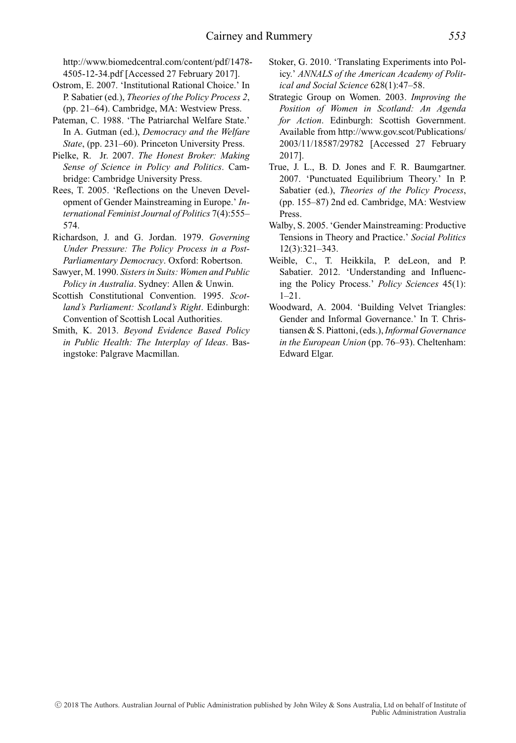http://www.biomedcentral.com/content/pdf/1478-4505-12-34.pdf [Accessed 27 February 2017].

Ostrom, E. 2007. 'Institutional Rational Choice.' In P. Sabatier (ed.), *Theories of the Policy Process 2*, (pp. 21–64). Cambridge, MA: Westview Press.

Pateman, C. 1988. 'The Patriarchal Welfare State.' In A. Gutman (ed.), *Democracy and the Welfare State*, (pp. 231–60). Princeton University Press.

Pielke, R. Jr. 2007. *The Honest Broker: Making Sense of Science in Policy and Politics*. Cambridge: Cambridge University Press.

Rees, T. 2005. 'Reflections on the Uneven Development of Gender Mainstreaming in Europe.' *International Feminist Journal of Politics* 7(4):555–574.

Richardson, J. and G. Jordan. 1979. *Governing Under Pressure: The Policy Process in a Post-Parliamentary Democracy*. Oxford: Robertson.

Sawyer, M. 1990. *Sisters in Suits: Women and Public Policy in Australia*. Sydney: Allen & Unwin.

Scottish Constitutional Convention. 1995. *Scotland's Parliament: Scotland's Right*. Edinburgh: Convention of Scottish Local Authorities.

Smith, K. 2013. *Beyond Evidence Based Policy in Public Health: The Interplay of Ideas*. Basingstoke: Palgrave Macmillan.

Stoker, G. 2010. 'Translating Experiments into Policy.' *ANNALS of the American Academy of Political and Social Science* 628(1):47–58.

Strategic Group on Women. 2003. *Improving the Position of Women in Scotland: An Agenda for Action*. Edinburgh: Scottish Government. Available from http://www.gov.scot/Publications/2003/11/18587/29782 [Accessed 27 February 2017].

True, J. L., B. D. Jones and F. R. Baumgartner. 2007. 'Punctuated Equilibrium Theory.' In P. Sabatier (ed.), *Theories of the Policy Process*, (pp. 155–87) 2nd ed. Cambridge, MA: Westview Press.

Walby, S. 2005. 'Gender Mainstreaming: Productive Tensions in Theory and Practice.' *Social Politics* 12(3):321–343.

Weible, C., T. Heikkila, P. deLeon, and P. Sabatier. 2012. 'Understanding and Influencing the Policy Process.' *Policy Sciences* 45(1): 1–21.

Woodward, A. 2004. 'Building Velvet Triangles: Gender and Informal Governance.' In T. Christiansen & S. Piattoni, (eds.), *Informal Governance in the European Union* (pp. 76–93). Cheltenham: Edward Elgar.